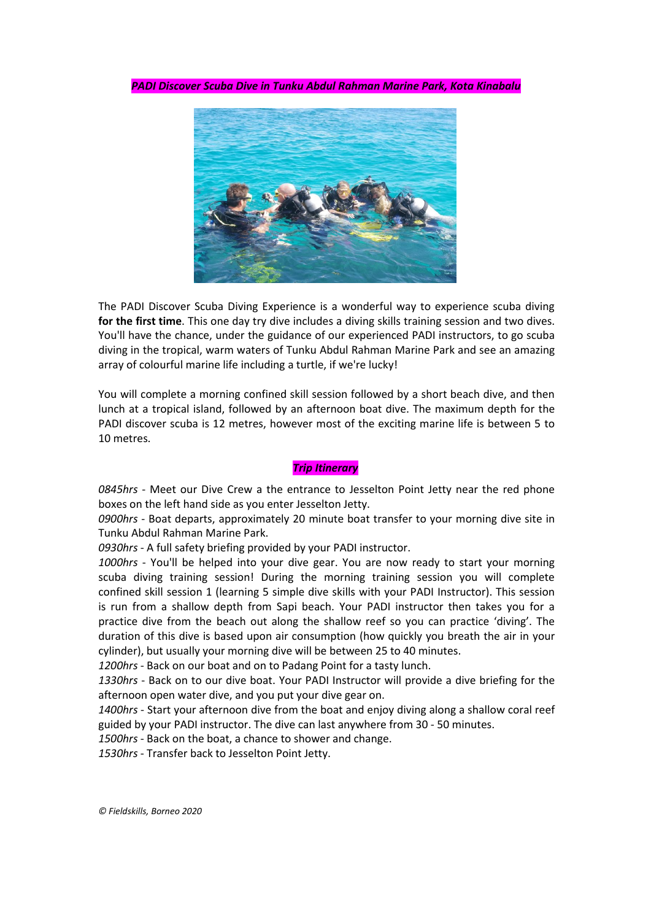***PADI Discover Scuba Dive in Tunku Abdul Rahman Marine Park, Kota Kinabalu***

The PADI Discover Scuba Diving Experience is a wonderful way to experience scuba diving **for the first time**. This one day try dive includes a diving skills training session and two dives. You'll have the chance, under the guidance of our experienced PADI instructors, to go scuba diving in the tropical, warm waters of Tunku Abdul Rahman Marine Park and see an amazing array of colourful marine life including a turtle, if we're lucky!

You will complete a morning confined skill session followed by a short beach dive, and then lunch at a tropical island, followed by an afternoon boat dive. The maximum depth for the PADI discover scuba is 12 metres, however most of the exciting marine life is between 5 to 10 metres.

***Trip Itinerary***

*0845hrs* - Meet our Dive Crew a the entrance to Jesselton Point Jetty near the red phone boxes on the left hand side as you enter Jesselton Jetty.
*0900hrs* - Boat departs, approximately 20 minute boat transfer to your morning dive site in Tunku Abdul Rahman Marine Park.
*0930hrs* - A full safety briefing provided by your PADI instructor.
*1000hrs* - You'll be helped into your dive gear. You are now ready to start your morning scuba diving training session! During the morning training session you will complete confined skill session 1 (learning 5 simple dive skills with your PADI Instructor). This session is run from a shallow depth from Sapi beach. Your PADI instructor then takes you for a practice dive from the beach out along the shallow reef so you can practice 'diving'. The duration of this dive is based upon air consumption (how quickly you breath the air in your cylinder), but usually your morning dive will be between 25 to 40 minutes.
*1200hrs* - Back on our boat and on to Padang Point for a tasty lunch.
*1330hrs* - Back on to our dive boat. Your PADI Instructor will provide a dive briefing for the afternoon open water dive, and you put your dive gear on.
*1400hrs* - Start your afternoon dive from the boat and enjoy diving along a shallow coral reef guided by your PADI instructor. The dive can last anywhere from 30 - 50 minutes.
*1500hrs* - Back on the boat, a chance to shower and change.
*1530hrs* - Transfer back to Jesselton Point Jetty.

*© Fieldskills, Borneo 2020*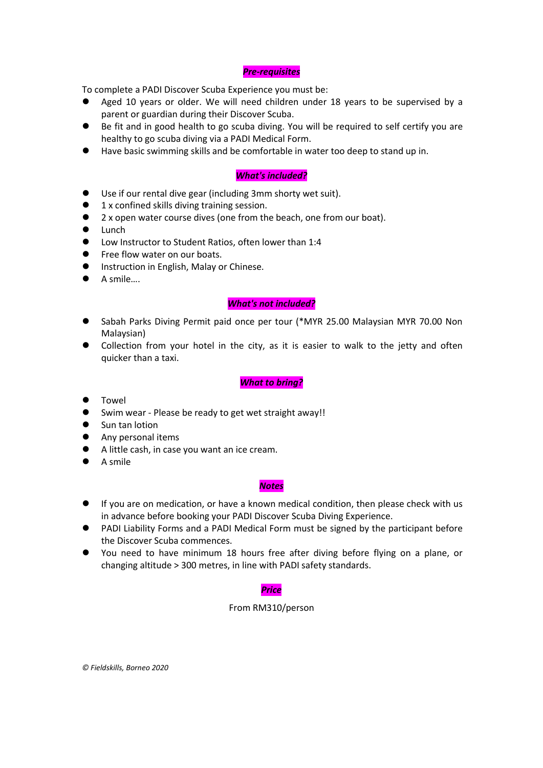## ***Pre-requisites***

To complete a PADI Discover Scuba Experience you must be:

- Aged 10 years or older. We will need children under 18 years to be supervised by a parent or guardian during their Discover Scuba.
- Be fit and in good health to go scuba diving. You will be required to self certify you are healthy to go scuba diving via a PADI Medical Form.
- Have basic swimming skills and be comfortable in water too deep to stand up in.

## ***What's included?***

- Use if our rental dive gear (including 3mm shorty wet suit).
- 1 x confined skills diving training session.
- 2 x open water course dives (one from the beach, one from our boat).
- Lunch
- Low Instructor to Student Ratios, often lower than 1:4
- Free flow water on our boats.
- Instruction in English, Malay or Chinese.
- A smile….

## ***What's not included?***

- Sabah Parks Diving Permit paid once per tour (*MYR 25.00 Malaysian MYR 70.00 Non Malaysian)
- Collection from your hotel in the city, as it is easier to walk to the jetty and often quicker than a taxi.

## ***What to bring?***

- Towel
- Swim wear - Please be ready to get wet straight away!!
- Sun tan lotion
- Any personal items
- A little cash, in case you want an ice cream.
- A smile

## ***Notes***

- If you are on medication, or have a known medical condition, then please check with us in advance before booking your PADI Discover Scuba Diving Experience.
- PADI Liability Forms and a PADI Medical Form must be signed by the participant before the Discover Scuba commences.
- You need to have minimum 18 hours free after diving before flying on a plane, or changing altitude > 300 metres, in line with PADI safety standards.

## ***Price***

From RM310/person

*© Fieldskills, Borneo 2020*